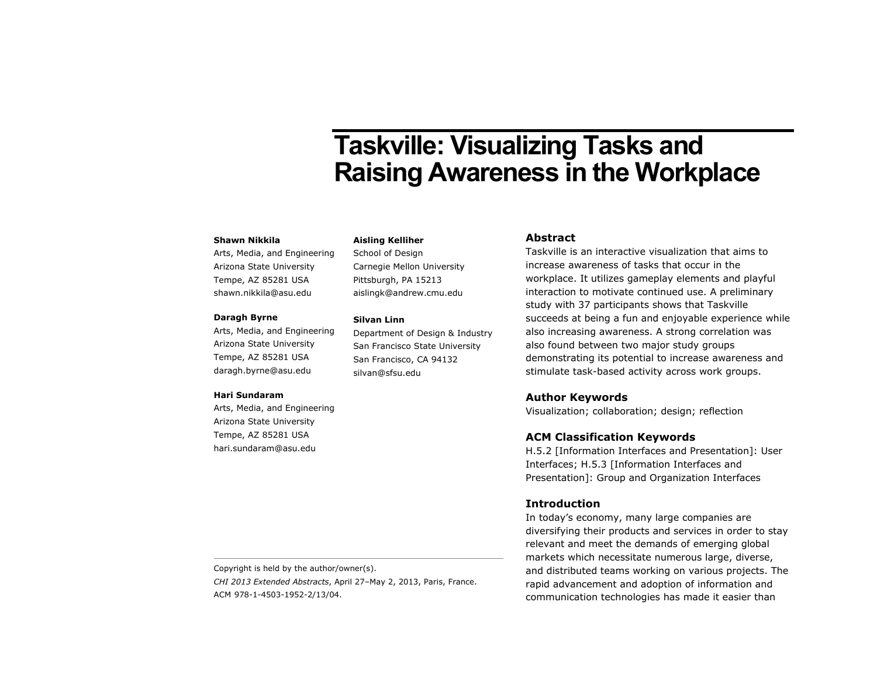# Taskville: Visualizing Tasks and Raising Awareness in the Workplace

**Shawn Nikkila**
Arts, Media, and Engineering
Arizona State University
Tempe, AZ 85281 USA
shawn.nikkila@asu.edu

**Daragh Byrne**
Arts, Media, and Engineering
Arizona State University
Tempe, AZ 85281 USA
daragh.byrne@asu.edu

**Hari Sundaram**
Arts, Media, and Engineering
Arizona State University
Tempe, AZ 85281 USA
hari.sundaram@asu.edu

**Aisling Kelliher**
School of Design
Carnegie Mellon University
Pittsburgh, PA 15213
aislingk@andrew.cmu.edu

**Silvan Linn**
Department of Design & Industry
San Francisco State University
San Francisco, CA 94132
silvan@sfsu.edu

Copyright is held by the author/owner(s).
*CHI 2013 Extended Abstracts*, April 27–May 2, 2013, Paris, France.
ACM 978-1-4503-1952-2/13/04.

## Abstract

Taskville is an interactive visualization that aims to increase awareness of tasks that occur in the workplace. It utilizes gameplay elements and playful interaction to motivate continued use. A preliminary study with 37 participants shows that Taskville succeeds at being a fun and enjoyable experience while also increasing awareness. A strong correlation was also found between two major study groups demonstrating its potential to increase awareness and stimulate task-based activity across work groups.

## Author Keywords

Visualization; collaboration; design; reflection

## ACM Classification Keywords

H.5.2 [Information Interfaces and Presentation]: User Interfaces; H.5.3 [Information Interfaces and Presentation]: Group and Organization Interfaces

## Introduction

In today's economy, many large companies are diversifying their products and services in order to stay relevant and meet the demands of emerging global markets which necessitate numerous large, diverse, and distributed teams working on various projects. The rapid advancement and adoption of information and communication technologies has made it easier than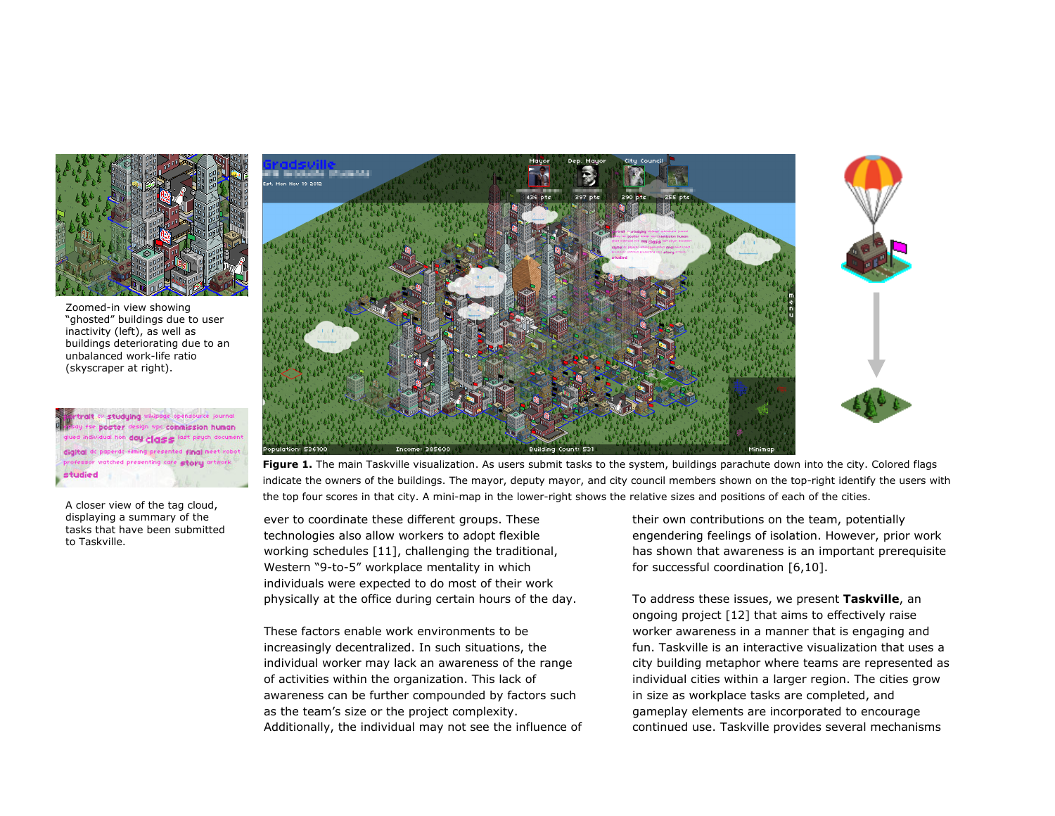Zoomed-in view showing "ghosted" buildings due to user inactivity (left), as well as buildings deteriorating due to an unbalanced work-life ratio (skyscraper at right).

A closer view of the tag cloud, displaying a summary of the tasks that have been submitted to Taskville.

**Figure 1.** The main Taskville visualization. As users submit tasks to the system, buildings parachute down into the city. Colored flags indicate the owners of the buildings. The mayor, deputy mayor, and city council members shown on the top-right identify the users with the top four scores in that city. A mini-map in the lower-right shows the relative sizes and positions of each of the cities.

ever to coordinate these different groups. These technologies also allow workers to adopt flexible working schedules [11], challenging the traditional, Western "9-to-5" workplace mentality in which individuals were expected to do most of their work physically at the office during certain hours of the day.

These factors enable work environments to be increasingly decentralized. In such situations, the individual worker may lack an awareness of the range of activities within the organization. This lack of awareness can be further compounded by factors such as the team's size or the project complexity. Additionally, the individual may not see the influence of their own contributions on the team, potentially engendering feelings of isolation. However, prior work has shown that awareness is an important prerequisite for successful coordination [6,10].

To address these issues, we present **Taskville**, an ongoing project [12] that aims to effectively raise worker awareness in a manner that is engaging and fun. Taskville is an interactive visualization that uses a city building metaphor where teams are represented as individual cities within a larger region. The cities grow in size as workplace tasks are completed, and gameplay elements are incorporated to encourage continued use. Taskville provides several mechanisms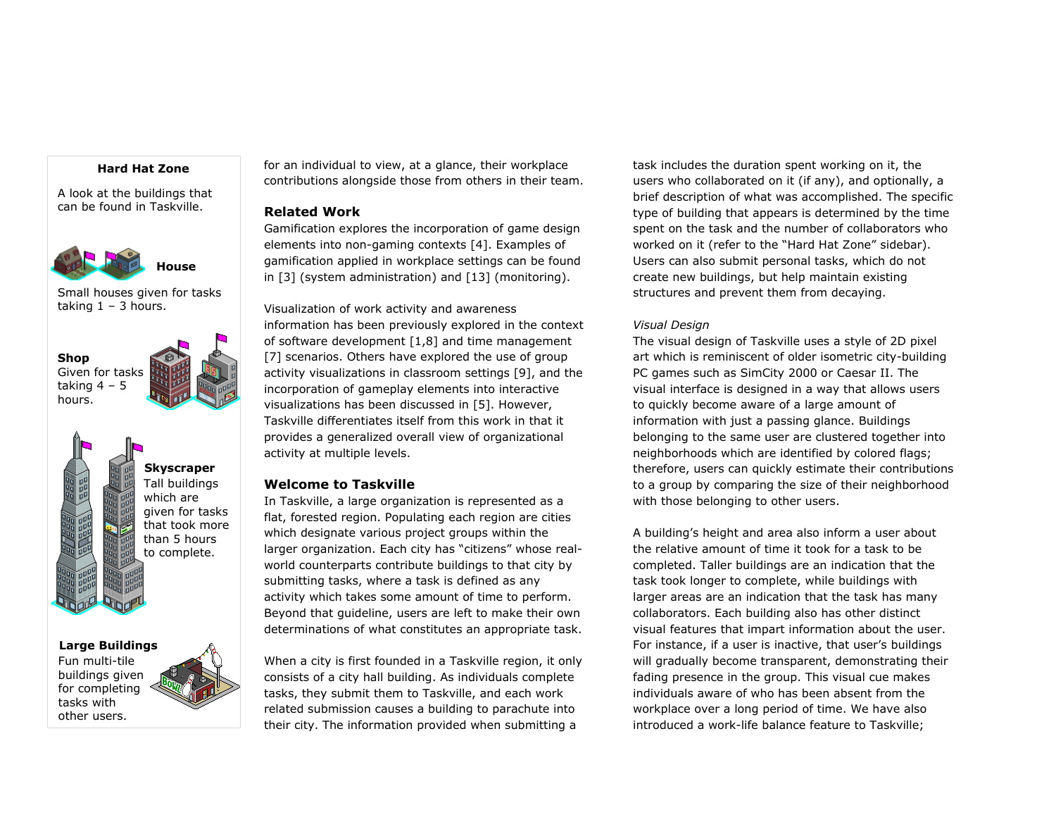### Hard Hat Zone

A look at the buildings that can be found in Taskville.

**House**

Small houses given for tasks taking 1 – 3 hours.

**Shop**

Given for tasks taking 4 – 5 hours.

**Skyscraper**

Tall buildings which are given for tasks that took more than 5 hours to complete.

**Large Buildings**

Fun multi-tile buildings given for completing tasks with other users.

for an individual to view, at a glance, their workplace contributions alongside those from others in their team.

## Related Work

Gamification explores the incorporation of game design elements into non-gaming contexts [4]. Examples of gamification applied in workplace settings can be found in [3] (system administration) and [13] (monitoring).

Visualization of work activity and awareness information has been previously explored in the context of software development [1,8] and time management [7] scenarios. Others have explored the use of group activity visualizations in classroom settings [9], and the incorporation of gameplay elements into interactive visualizations has been discussed in [5]. However, Taskville differentiates itself from this work in that it provides a generalized overall view of organizational activity at multiple levels.

## Welcome to Taskville

In Taskville, a large organization is represented as a flat, forested region. Populating each region are cities which designate various project groups within the larger organization. Each city has "citizens" whose real-world counterparts contribute buildings to that city by submitting tasks, where a task is defined as any activity which takes some amount of time to perform. Beyond that guideline, users are left to make their own determinations of what constitutes an appropriate task.

When a city is first founded in a Taskville region, it only consists of a city hall building. As individuals complete tasks, they submit them to Taskville, and each work related submission causes a building to parachute into their city. The information provided when submitting a task includes the duration spent working on it, the users who collaborated on it (if any), and optionally, a brief description of what was accomplished. The specific type of building that appears is determined by the time spent on the task and the number of collaborators who worked on it (refer to the "Hard Hat Zone" sidebar). Users can also submit personal tasks, which do not create new buildings, but help maintain existing structures and prevent them from decaying.

*Visual Design*

The visual design of Taskville uses a style of 2D pixel art which is reminiscent of older isometric city-building PC games such as SimCity 2000 or Caesar II. The visual interface is designed in a way that allows users to quickly become aware of a large amount of information with just a passing glance. Buildings belonging to the same user are clustered together into neighborhoods which are identified by colored flags; therefore, users can quickly estimate their contributions to a group by comparing the size of their neighborhood with those belonging to other users.

A building's height and area also inform a user about the relative amount of time it took for a task to be completed. Taller buildings are an indication that the task took longer to complete, while buildings with larger areas are an indication that the task has many collaborators. Each building also has other distinct visual features that impart information about the user. For instance, if a user is inactive, that user's buildings will gradually become transparent, demonstrating their fading presence in the group. This visual cue makes individuals aware of who has been absent from the workplace over a long period of time. We have also introduced a work-life balance feature to Taskville;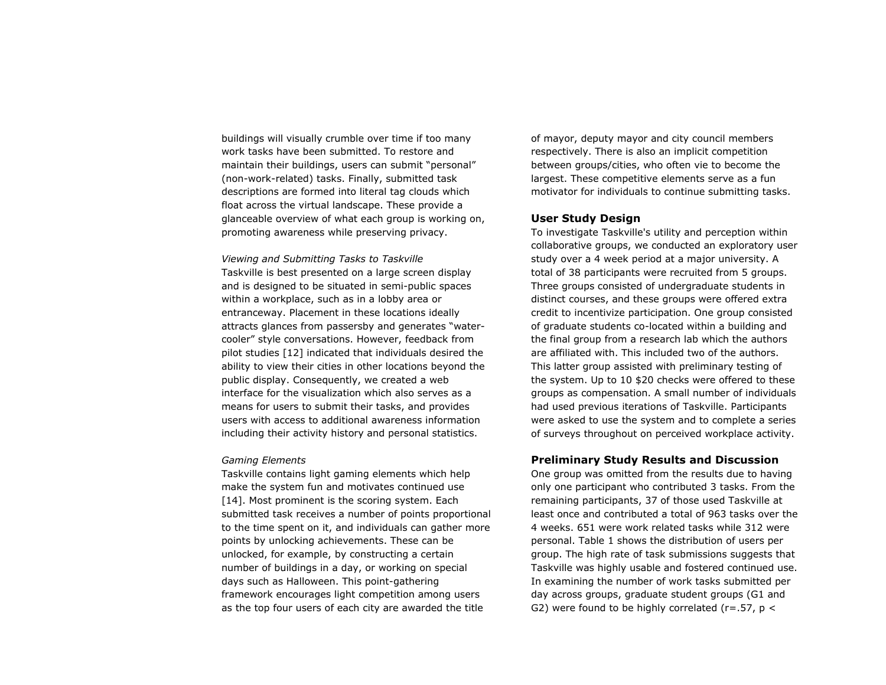buildings will visually crumble over time if too many work tasks have been submitted. To restore and maintain their buildings, users can submit "personal" (non-work-related) tasks. Finally, submitted task descriptions are formed into literal tag clouds which float across the virtual landscape. These provide a glanceable overview of what each group is working on, promoting awareness while preserving privacy.

*Viewing and Submitting Tasks to Taskville*

Taskville is best presented on a large screen display and is designed to be situated in semi-public spaces within a workplace, such as in a lobby area or entranceway. Placement in these locations ideally attracts glances from passersby and generates "water-cooler" style conversations. However, feedback from pilot studies [12] indicated that individuals desired the ability to view their cities in other locations beyond the public display. Consequently, we created a web interface for the visualization which also serves as a means for users to submit their tasks, and provides users with access to additional awareness information including their activity history and personal statistics.

*Gaming Elements*

Taskville contains light gaming elements which help make the system fun and motivates continued use [14]. Most prominent is the scoring system. Each submitted task receives a number of points proportional to the time spent on it, and individuals can gather more points by unlocking achievements. These can be unlocked, for example, by constructing a certain number of buildings in a day, or working on special days such as Halloween. This point-gathering framework encourages light competition among users as the top four users of each city are awarded the title of mayor, deputy mayor and city council members respectively. There is also an implicit competition between groups/cities, who often vie to become the largest. These competitive elements serve as a fun motivator for individuals to continue submitting tasks.

## User Study Design

To investigate Taskville's utility and perception within collaborative groups, we conducted an exploratory user study over a 4 week period at a major university. A total of 38 participants were recruited from 5 groups. Three groups consisted of undergraduate students in distinct courses, and these groups were offered extra credit to incentivize participation. One group consisted of graduate students co-located within a building and the final group from a research lab which the authors are affiliated with. This included two of the authors. This latter group assisted with preliminary testing of the system. Up to 10 $20 checks were offered to these groups as compensation. A small number of individuals had used previous iterations of Taskville. Participants were asked to use the system and to complete a series of surveys throughout on perceived workplace activity.

## Preliminary Study Results and Discussion

One group was omitted from the results due to having only one participant who contributed 3 tasks. From the remaining participants, 37 of those used Taskville at least once and contributed a total of 963 tasks over the 4 weeks. 651 were work related tasks while 312 were personal. Table 1 shows the distribution of users per group. The high rate of task submissions suggests that Taskville was highly usable and fostered continued use. In examining the number of work tasks submitted per day across groups, graduate student groups (G1 and G2) were found to be highly correlated ($r=.57$, $p <$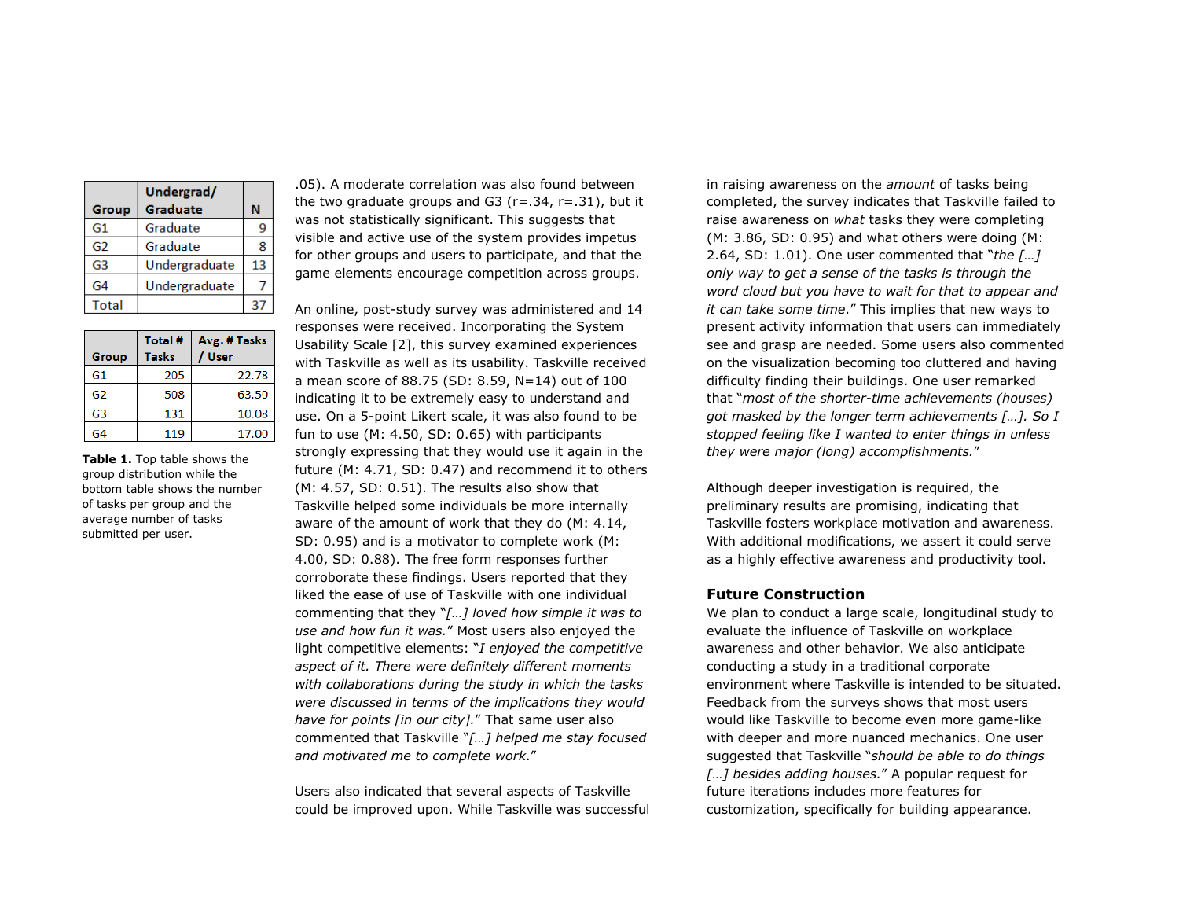| Group | Undergrad/ Graduate | N |
|---|---|---|
| G1 | Graduate | 9 |
| G2 | Graduate | 8 |
| G3 | Undergraduate | 13 |
| G4 | Undergraduate | 7 |
| Total | | 37 |

| Group | Total # Tasks | Avg. # Tasks / User |
|---|---|---|
| G1 | 205 | 22.78 |
| G2 | 508 | 63.50 |
| G3 | 131 | 10.08 |
| G4 | 119 | 17.00 |

**Table 1.** Top table shows the group distribution while the bottom table shows the number of tasks per group and the average number of tasks submitted per user.

.05). A moderate correlation was also found between the two graduate groups and G3 (r=.34, r=.31), but it was not statistically significant. This suggests that visible and active use of the system provides impetus for other groups and users to participate, and that the game elements encourage competition across groups.

An online, post-study survey was administered and 14 responses were received. Incorporating the System Usability Scale [2], this survey examined experiences with Taskville as well as its usability. Taskville received a mean score of 88.75 (SD: 8.59, N=14) out of 100 indicating it to be extremely easy to understand and use. On a 5-point Likert scale, it was also found to be fun to use (M: 4.50, SD: 0.65) with participants strongly expressing that they would use it again in the future (M: 4.71, SD: 0.47) and recommend it to others (M: 4.57, SD: 0.51). The results also show that Taskville helped some individuals be more internally aware of the amount of work that they do (M: 4.14, SD: 0.95) and is a motivator to complete work (M: 4.00, SD: 0.88). The free form responses further corroborate these findings. Users reported that they liked the ease of use of Taskville with one individual commenting that they "*[…] loved how simple it was to use and how fun it was.*" Most users also enjoyed the light competitive elements: "*I enjoyed the competitive aspect of it. There were definitely different moments with collaborations during the study in which the tasks were discussed in terms of the implications they would have for points [in our city].*" That same user also commented that Taskville "*[…] helped me stay focused and motivated me to complete work.*"

Users also indicated that several aspects of Taskville could be improved upon. While Taskville was successful in raising awareness on the *amount* of tasks being completed, the survey indicates that Taskville failed to raise awareness on *what* tasks they were completing (M: 3.86, SD: 0.95) and what others were doing (M: 2.64, SD: 1.01). One user commented that "*the […] only way to get a sense of the tasks is through the word cloud but you have to wait for that to appear and it can take some time.*" This implies that new ways to present activity information that users can immediately see and grasp are needed. Some users also commented on the visualization becoming too cluttered and having difficulty finding their buildings. One user remarked that "*most of the shorter-time achievements (houses) got masked by the longer term achievements […]. So I stopped feeling like I wanted to enter things in unless they were major (long) accomplishments.*"

Although deeper investigation is required, the preliminary results are promising, indicating that Taskville fosters workplace motivation and awareness. With additional modifications, we assert it could serve as a highly effective awareness and productivity tool.

## Future Construction

We plan to conduct a large scale, longitudinal study to evaluate the influence of Taskville on workplace awareness and other behavior. We also anticipate conducting a study in a traditional corporate environment where Taskville is intended to be situated. Feedback from the surveys shows that most users would like Taskville to become even more game-like with deeper and more nuanced mechanics. One user suggested that Taskville "*should be able to do things […] besides adding houses.*" A popular request for future iterations includes more features for customization, specifically for building appearance.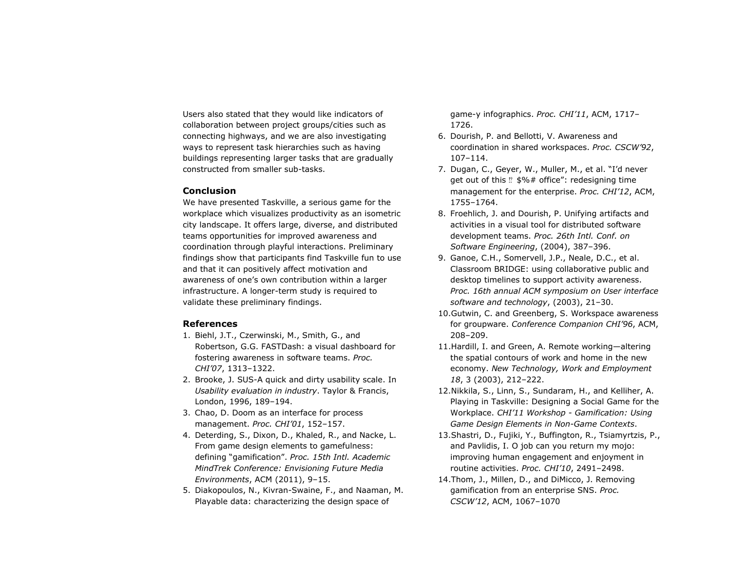Users also stated that they would like indicators of collaboration between project groups/cities such as connecting highways, and we are also investigating ways to represent task hierarchies such as having buildings representing larger tasks that are gradually constructed from smaller sub-tasks.

## Conclusion

We have presented Taskville, a serious game for the workplace which visualizes productivity as an isometric city landscape. It offers large, diverse, and distributed teams opportunities for improved awareness and coordination through playful interactions. Preliminary findings show that participants find Taskville fun to use and that it can positively affect motivation and awareness of one's own contribution within a larger infrastructure. A longer-term study is required to validate these preliminary findings.

## References

1. Biehl, J.T., Czerwinski, M., Smith, G., and Robertson, G.G. FASTDash: a visual dashboard for fostering awareness in software teams. *Proc. CHI'07*, 1313–1322.
2. Brooke, J. SUS-A quick and dirty usability scale. In *Usability evaluation in industry*. Taylor & Francis, London, 1996, 189–194.
3. Chao, D. Doom as an interface for process management. *Proc. CHI'01*, 152–157.
4. Deterding, S., Dixon, D., Khaled, R., and Nacke, L. From game design elements to gamefulness: defining "gamification". *Proc. 15th Intl. Academic MindTrek Conference: Envisioning Future Media Environments*, ACM (2011), 9–15.
5. Diakopoulos, N., Kivran-Swaine, F., and Naaman, M. Playable data: characterizing the design space of game-y infographics. *Proc. CHI'11*, ACM, 1717–1726.
6. Dourish, P. and Bellotti, V. Awareness and coordination in shared workspaces. *Proc. CSCW'92*, 107–114.
7. Dugan, C., Geyer, W., Muller, M., et al. "I'd never get out of this ‼ $%# office": redesigning time management for the enterprise. *Proc. CHI'12*, ACM, 1755–1764.
8. Froehlich, J. and Dourish, P. Unifying artifacts and activities in a visual tool for distributed software development teams. *Proc. 26th Intl. Conf. on Software Engineering*, (2004), 387–396.
9. Ganoe, C.H., Somervell, J.P., Neale, D.C., et al. Classroom BRIDGE: using collaborative public and desktop timelines to support activity awareness. *Proc. 16th annual ACM symposium on User interface software and technology*, (2003), 21–30.
10. Gutwin, C. and Greenberg, S. Workspace awareness for groupware. *Conference Companion CHI'96*, ACM, 208–209.
11. Hardill, I. and Green, A. Remote working—altering the spatial contours of work and home in the new economy. *New Technology, Work and Employment 18*, 3 (2003), 212–222.
12. Nikkila, S., Linn, S., Sundaram, H., and Kelliher, A. Playing in Taskville: Designing a Social Game for the Workplace. *CHI'11 Workshop - Gamification: Using Game Design Elements in Non-Game Contexts*.
13. Shastri, D., Fujiki, Y., Buffington, R., Tsiamyrtzis, P., and Pavlidis, I. O job can you return my mojo: improving human engagement and enjoyment in routine activities. *Proc. CHI'10*, 2491–2498.
14. Thom, J., Millen, D., and DiMicco, J. Removing gamification from an enterprise SNS. *Proc. CSCW'12*, ACM, 1067–1070